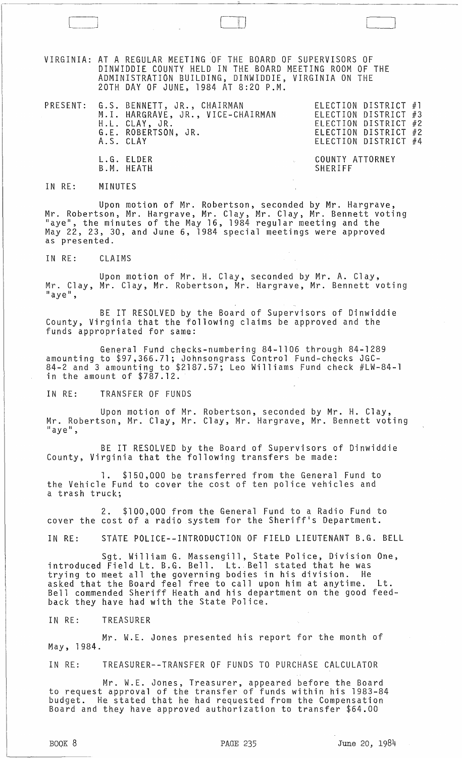VIRGINIA: AT A REGULAR MEETING OF THE BOARD OF SUPERVISORS OF DINWIDDIE COUNTY HELD IN THE BOARD MEETING ROOM OF THE ADMINISTRATION BUILDING, DINWIDDIE, VIRGINIA ON THE 20TH DAY OF JUNE, 1984 AT 8:20 P.M.

| PRESENT: | | |
|---|---|---|
| | G.S. BENNETT, JR., CHAIRMAN | ELECTION DISTRICT #1 |
| | M.I. HARGRAVE, JR., VICE-CHAIRMAN | ELECTION DISTRICT #3 |
| | H.L. CLAY, JR. | ELECTION DISTRICT #2 |
| | G.E. ROBERTSON, JR. | ELECTION DISTRICT #2 |
| | A.S. CLAY | ELECTION DISTRICT #4 |
| | L.G. ELDER | COUNTY ATTORNEY |
| | B.M. HEATH | SHERIFF |

IN RE: MINUTES

Upon motion of Mr. Robertson, seconded by Mr. Hargrave, Mr. Robertson, Mr. Hargrave, Mr. Clay, Mr. Clay, Mr. Bennett voting "aye", the minutes of the May 16, 1984 regular meeting and the May 22, 23, 30, and June 6, 1984 special meetings were approved as presented.

IN RE: CLAIMS

Upon motion of Mr. H. Clay, seconded by Mr. A. Clay, Mr. Clay, Mr. Clay, Mr. Robertson, Mr. Hargrave, Mr. Bennett voting "aye",

BE IT RESOLVED by the Board of Supervisors of Dinwiddie County, Virginia that the following claims be approved and the funds appropriated for same:

General Fund checks-numbering 84-1106 through 84-1289 amounting to $97,366.71; Johnsongrass Control Fund-checks JGC-84-2 and 3 amounting to $2187.57; Leo Williams Fund check #LW-84-1 in the amount of $787.12.

IN RE: TRANSFER OF FUNDS

Upon motion of Mr. Robertson, seconded by Mr. H. Clay, Mr. Robertson, Mr. Clay, Mr. Clay, Mr. Hargrave, Mr. Bennett voting "aye",

BE IT RESOLVED by the Board of Supervisors of Dinwiddie County, Virginia that the following transfers be made:

1. $150,000 be transferred from the General Fund to the Vehicle Fund to cover the cost of ten police vehicles and a trash truck;

2. $100,000 from the General Fund to a Radio Fund to cover the cost of a radio system for the Sheriff's Department.

IN RE: STATE POLICE--INTRODUCTION OF FIELD LIEUTENANT B.G. BELL

Sgt. William G. Massengill, State Police, Division One, introduced Field Lt. B.G. Bell. Lt. Bell stated that he was trying to meet all the governing bodies in his division. He asked that the Board feel free to call upon him at anytime. Lt. Bell commended Sheriff Heath and his department on the good feedback they have had with the State Police.

IN RE: TREASURER

Mr. W.E. Jones presented his report for the month of May, 1984.

IN RE: TREASURER--TRANSFER OF FUNDS TO PURCHASE CALCULATOR

Mr. W.E. Jones, Treasurer, appeared before the Board to request approval of the transfer of funds within his 1983-84 budget. He stated that he had requested from the Compensation Board and they have approved authorization to transfer $64.00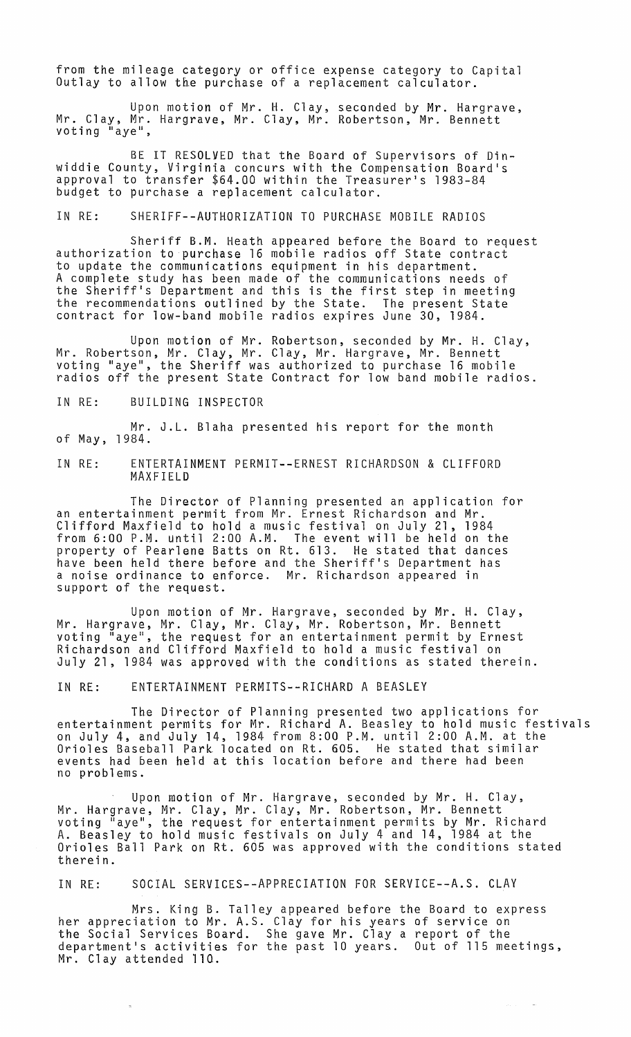from the mileage category or office expense category to Capital Outlay to allow the purchase of a replacement calculator.

Upon motion of Mr. H. Clay, seconded by Mr. Hargrave, Mr. Clay, Mr. Hargrave, Mr. Clay, Mr. Robertson, Mr. Bennett voting "aye",

BE IT RESOLVED that the Board of Supervisors of Dinwiddie County, Virginia concurs with the Compensation Board's approval to transfer $64.00 within the Treasurer's 1983-84 budget to purchase a replacement calculator.

IN RE: SHERIFF--AUTHORIZATION TO PURCHASE MOBILE RADIOS

Sheriff B.M. Heath appeared before the Board to request authorization to purchase 16 mobile radios off State contract to update the communications equipment in his department. A complete study has been made of the communications needs of the Sheriff's Department and this is the first step in meeting the recommendations outlined by the State. The present State contract for low-band mobile radios expires June 30, 1984.

Upon motion of Mr. Robertson, seconded by Mr. H. Clay, Mr. Robertson, Mr. Clay, Mr. Clay, Mr. Hargrave, Mr. Bennett voting "aye", the Sheriff was authorized to purchase 16 mobile radios off the present State Contract for low band mobile radios.

IN RE: BUILDING INSPECTOR

Mr. J.L. Blaha presented his report for the month of May, 1984.

IN RE: ENTERTAINMENT PERMIT--ERNEST RICHARDSON & CLIFFORD MAXFIELD

The Director of Planning presented an application for an entertainment permit from Mr. Ernest Richardson and Mr. Clifford Maxfield to hold a music festival on July 21, 1984 from 6:00 P.M. until 2:00 A.M. The event will be held on the property of Pearlene Batts on Rt. 613. He stated that dances have been held there before and the Sheriff's Department has a noise ordinance to enforce. Mr. Richardson appeared in support of the request.

Upon motion of Mr. Hargrave, seconded by Mr. H. Clay, Mr. Hargrave, Mr. Clay, Mr. Clay, Mr. Robertson, Mr. Bennett voting "aye", the request for an entertainment permit by Ernest Richardson and Clifford Maxfield to hold a music festival on July 21, 1984 was approved with the conditions as stated therein.

IN RE: ENTERTAINMENT PERMITS--RICHARD A BEASLEY

The Director of Planning presented two applications for entertainment permits for Mr. Richard A. Beasley to hold music festivals on July 4, and July 14, 1984 from 8:00 P.M. until 2:00 A.M. at the Orioles Baseball Park located on Rt. 605. He stated that similar events had been held at this location before and there had been no problems.

Upon motion of Mr. Hargrave, seconded by Mr. H. Clay, Mr. Hargrave, Mr. Clay, Mr. Clay, Mr. Robertson, Mr. Bennett voting "aye", the request for entertainment permits by Mr. Richard A. Beasley to hold music festivals on July 4 and 14, 1984 at the Orioles Ball Park on Rt. 605 was approved with the conditions stated therein.

IN RE: SOCIAL SERVICES--APPRECIATION FOR SERVICE--A.S. CLAY

Mrs. King B. Talley appeared before the Board to express her appreciation to Mr. A.S. Clay for his years of service on the Social Services Board. She gave Mr. Clay a report of the department's activities for the past 10 years. Out of 115 meetings, Mr. Clay attended 110.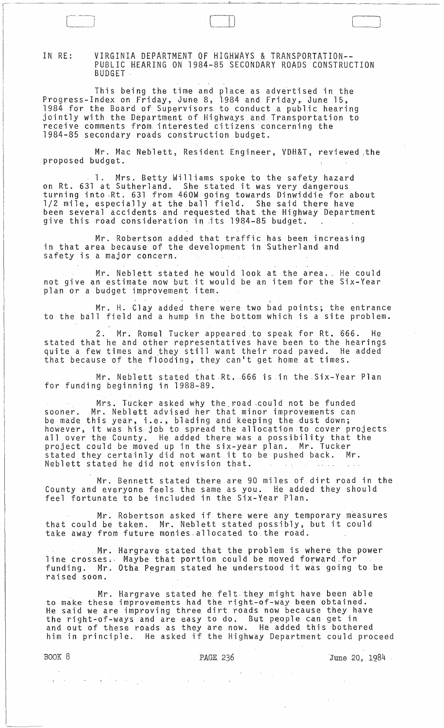IN RE: VIRGINIA DEPARTMENT OF HIGHWAYS & TRANSPORTATION-- PUBLIC HEARING ON 1984-85 SECONDARY ROADS CONSTRUCTION BUDGET

This being the time and place as advertised in the Progress-Index on Friday, June 8, 1984 and Friday, June 15, 1984 for the Board of Supervisors to conduct a public hearing jointly with the Department of Highways and Transportation to receive comments from interested citizens concerning the 1984-85 secondary roads construction budget.

Mr. Mac Neblett, Resident Engineer, VDH&T, reviewed the proposed budget.

1. Mrs. Betty Williams spoke to the safety hazard on Rt. 631 at Sutherland. She stated it was very dangerous turning into Rt. 631 from 460W going towards Dinwiddie for about 1/2 mile, especially at the ball field. She said there have been several accidents and requested that the Highway Department give this road consideration in its 1984-85 budget.

Mr. Robertson added that traffic has been increasing in that area because of the development in Sutherland and safety is a major concern.

Mr. Neblett stated he would look at the area. He could not give an estimate now but it would be an item for the Six-Year plan or a budget improvement item.

Mr. H. Clay added there were two bad points; the entrance to the ball field and a hump in the bottom which is a site problem.

2. Mr. Romel Tucker appeared to speak for Rt. 666. He stated that he and other representatives have been to the hearings quite a few times and they still want their road paved. He added that because of the flooding, they can't get home at times.

Mr. Neblett stated that Rt. 666 is in the Six-Year Plan for funding beginning in 1988-89.

Mrs. Tucker asked why the road could not be funded sooner. Mr. Neblett advised her that minor improvements can be made this year, i.e., blading and keeping the dust down; however, it was his job to spread the allocation to cover projects all over the County. He added there was a possibility that the project could be moved up in the six-year plan. Mr. Tucker stated they certainly did not want it to be pushed back. Mr. Neblett stated he did not envision that.

Mr. Bennett stated there are 90 miles of dirt road in the County and everyone feels the same as you. He added they should feel fortunate to be included in the Six-Year Plan.

Mr. Robertson asked if there were any temporary measures that could be taken. Mr. Neblett stated possibly, but it could take away from future monies allocated to the road.

Mr. Hargrave stated that the problem is where the power line crosses. Maybe that portion could be moved forward for funding. Mr. Otha Pegram stated he understood it was going to be raised soon.

Mr. Hargrave stated he felt they might have been able to make these improvements had the right-of-way been obtained. He said we are improving three dirt roads now because they have the right-of-ways and are easy to do. But people can get in and out of these roads as they are now. He added this bothered him in principle. He asked if the Highway Department could proceed

BOOK 8 PAGE 236 June 20, 1984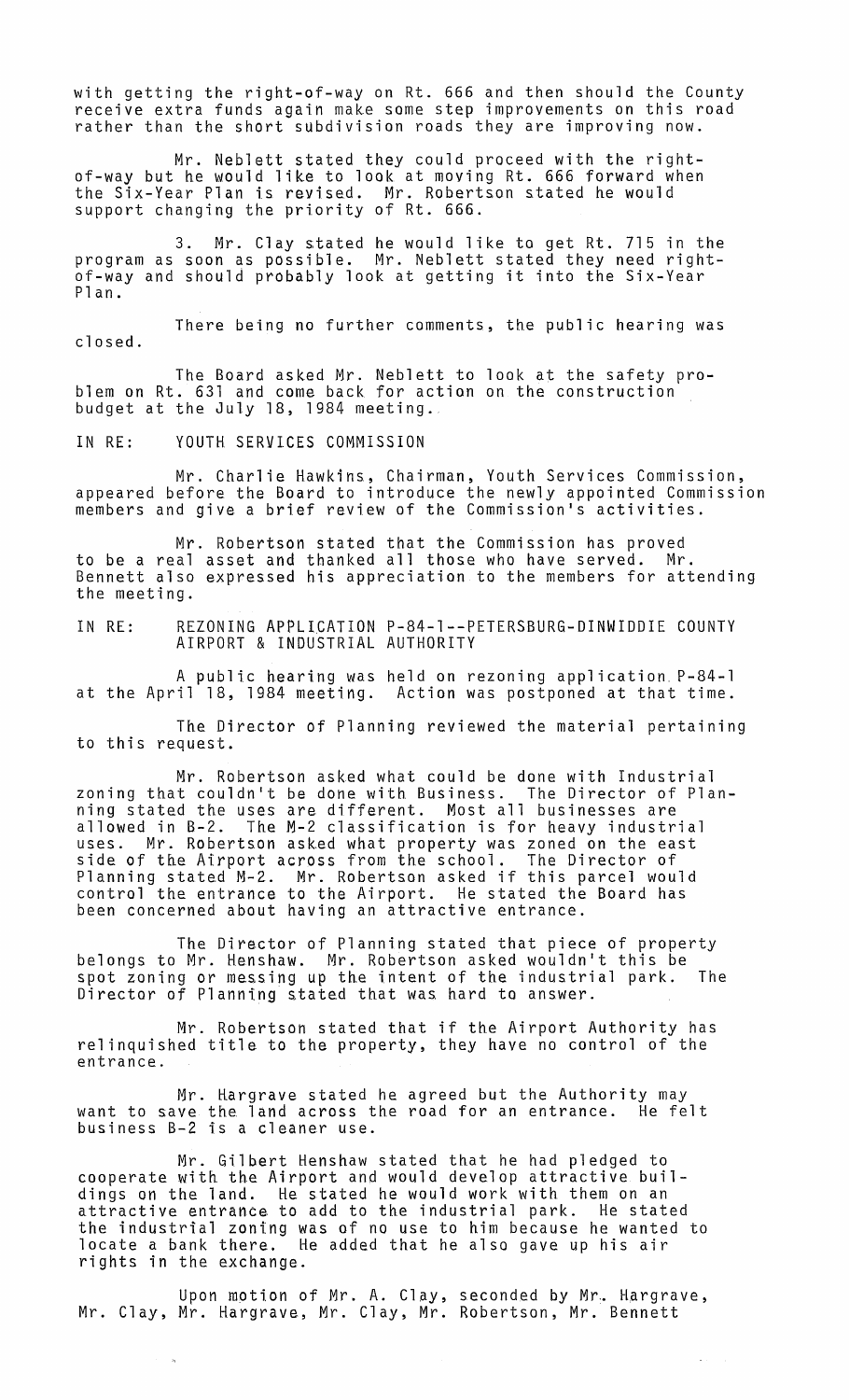with getting the right-of-way on Rt. 666 and then should the County receive extra funds again make some step improvements on this road rather than the short subdivision roads they are improving now.

Mr. Neblett stated they could proceed with the right-of-way but he would like to look at moving Rt. 666 forward when the Six-Year Plan is revised. Mr. Robertson stated he would support changing the priority of Rt. 666.

3. Mr. Clay stated he would like to get Rt. 715 in the program as soon as possible. Mr. Neblett stated they need right-of-way and should probably look at getting it into the Six-Year Plan.

There being no further comments, the public hearing was closed.

The Board asked Mr. Neblett to look at the safety problem on Rt. 631 and come back for action on the construction budget at the July 18, 1984 meeting.

IN RE: YOUTH SERVICES COMMISSION

Mr. Charlie Hawkins, Chairman, Youth Services Commission, appeared before the Board to introduce the newly appointed Commission members and give a brief review of the Commission's activities.

Mr. Robertson stated that the Commission has proved to be a real asset and thanked all those who have served. Mr. Bennett also expressed his appreciation to the members for attending the meeting.

IN RE: REZONING APPLICATION P-84-1--PETERSBURG-DINWIDDIE COUNTY AIRPORT & INDUSTRIAL AUTHORITY

A public hearing was held on rezoning application P-84-1 at the April 18, 1984 meeting. Action was postponed at that time.

The Director of Planning reviewed the material pertaining to this request.

Mr. Robertson asked what could be done with Industrial zoning that couldn't be done with Business. The Director of Planning stated the uses are different. Most all businesses are allowed in B-2. The M-2 classification is for heavy industrial uses. Mr. Robertson asked what property was zoned on the east side of the Airport across from the school. The Director of Planning stated M-2. Mr. Robertson asked if this parcel would control the entrance to the Airport. He stated the Board has been concerned about having an attractive entrance.

The Director of Planning stated that piece of property belongs to Mr. Henshaw. Mr. Robertson asked wouldn't this be spot zoning or messing up the intent of the industrial park. The Director of Planning stated that was hard to answer.

Mr. Robertson stated that if the Airport Authority has relinquished title to the property, they have no control of the entrance.

Mr. Hargrave stated he agreed but the Authority may want to save the land across the road for an entrance. He felt business B-2 is a cleaner use.

Mr. Gilbert Henshaw stated that he had pledged to cooperate with the Airport and would develop attractive buildings on the land. He stated he would work with them on an attractive entrance to add to the industrial park. He stated the industrial zoning was of no use to him because he wanted to locate a bank there. He added that he also gave up his air rights in the exchange.

Upon motion of Mr. A. Clay, seconded by Mr. Hargrave, Mr. Clay, Mr. Hargrave, Mr. Clay, Mr. Robertson, Mr. Bennett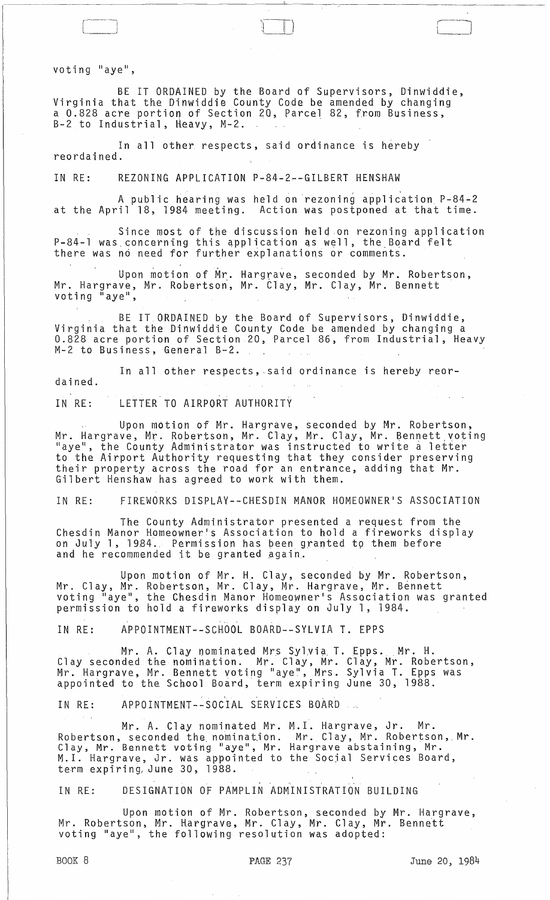voting "aye",

BE IT ORDAINED by the Board of Supervisors, Dinwiddie, Virginia that the Dinwiddie County Code be amended by changing a 0.828 acre portion of Section 20, Parcel 82, from Business, B-2 to Industrial, Heavy, M-2.

In all other respects, said ordinance is hereby reordained.

IN RE: REZONING APPLICATION P-84-2--GILBERT HENSHAW

A public hearing was held on rezoning application P-84-2 at the April 18, 1984 meeting. Action was postponed at that time.

Since most of the discussion held on rezoning application P-84-1 was concerning this application as well, the Board felt there was no need for further explanations or comments.

Upon motion of Mr. Hargrave, seconded by Mr. Robertson, Mr. Hargrave, Mr. Robertson, Mr. Clay, Mr. Clay, Mr. Bennett voting "aye",

BE IT ORDAINED by the Board of Supervisors, Dinwiddie, Virginia that the Dinwiddie County Code be amended by changing a 0.828 acre portion of Section 20, Parcel 86, from Industrial, Heavy M-2 to Business, General B-2.

In all other respects, said ordinance is hereby reordained.

IN RE: LETTER TO AIRPORT AUTHORITY

Upon motion of Mr. Hargrave, seconded by Mr. Robertson, Mr. Hargrave, Mr. Robertson, Mr. Clay, Mr. Clay, Mr. Bennett voting "aye", the County Administrator was instructed to write a letter to the Airport Authority requesting that they consider preserving their property across the road for an entrance, adding that Mr. Gilbert Henshaw has agreed to work with them.

IN RE: FIREWORKS DISPLAY--CHESDIN MANOR HOMEOWNER'S ASSOCIATION

The County Administrator presented a request from the Chesdin Manor Homeowner's Association to hold a fireworks display on July 1, 1984. Permission has been granted to them before and he recommended it be granted again.

Upon motion of Mr. H. Clay, seconded by Mr. Robertson, Mr. Clay, Mr. Robertson, Mr. Clay, Mr. Hargrave, Mr. Bennett voting "aye", the Chesdin Manor Homeowner's Association was granted permission to hold a fireworks display on July 1, 1984.

IN RE: APPOINTMENT--SCHOOL BOARD--SYLVIA T. EPPS

Mr. A. Clay nominated Mrs Sylvia T. Epps. Mr. H. Clay seconded the nomination. Mr. Clay, Mr. Clay, Mr. Robertson, Mr. Hargrave, Mr. Bennett voting "aye", Mrs. Sylvia T. Epps was appointed to the School Board, term expiring June 30, 1988.

IN RE: APPOINTMENT--SOCIAL SERVICES BOARD

Mr. A. Clay nominated Mr. M.I. Hargrave, Jr. Mr. Robertson, seconded the nomination. Mr. Clay, Mr. Robertson, Mr. Clay, Mr. Bennett voting "aye", Mr. Hargrave abstaining, Mr. M.I. Hargrave, Jr. was appointed to the Social Services Board, term expiring June 30, 1988.

IN RE: DESIGNATION OF PAMPLIN ADMINISTRATION BUILDING

Upon motion of Mr. Robertson, seconded by Mr. Hargrave, Mr. Robertson, Mr. Hargrave, Mr. Clay, Mr. Clay, Mr. Bennett voting "aye", the following resolution was adopted: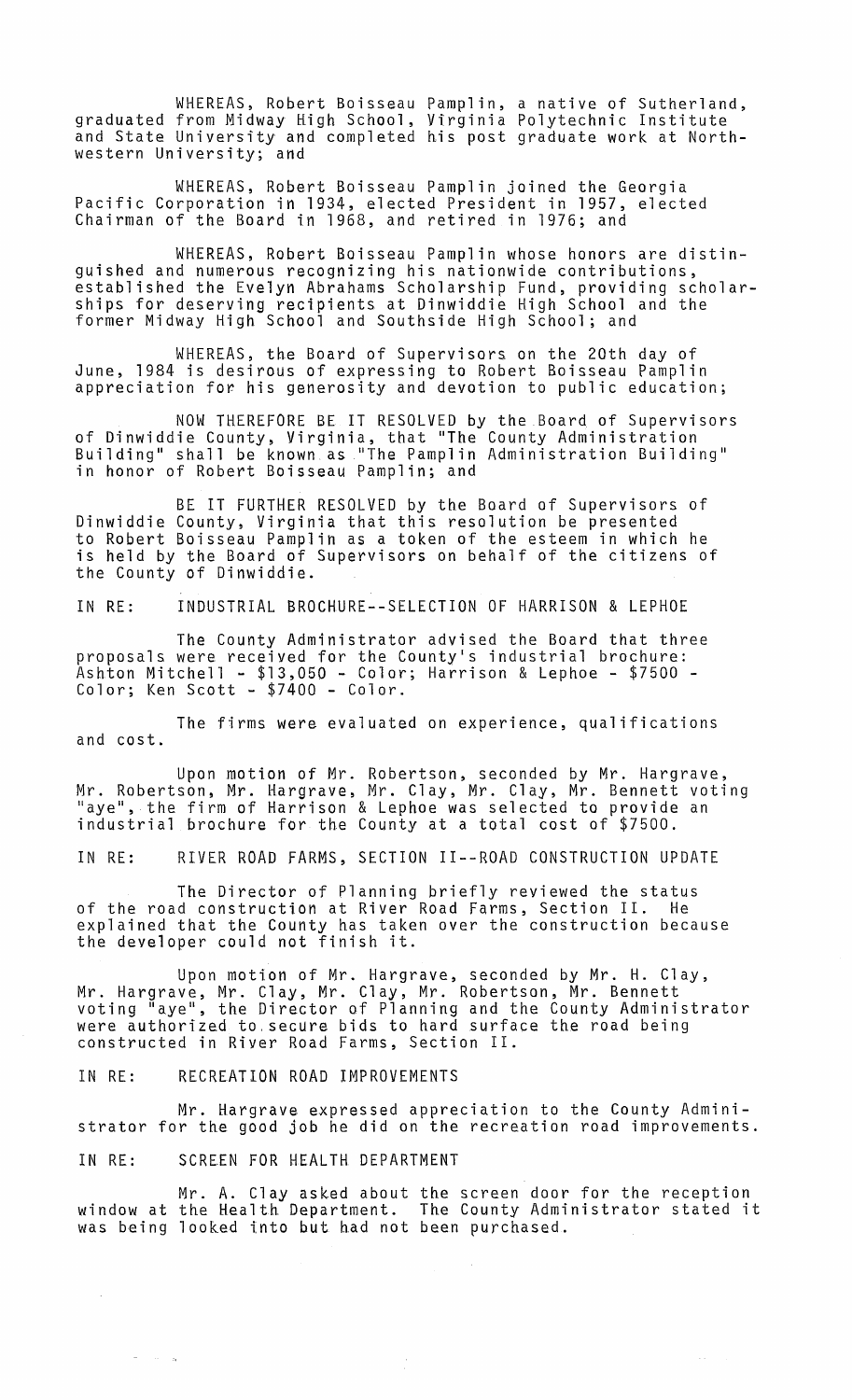WHEREAS, Robert Boisseau Pamplin, a native of Sutherland, graduated from Midway High School, Virginia Polytechnic Institute and State University and completed his post graduate work at Northwestern University; and

WHEREAS, Robert Boisseau Pamplin joined the Georgia Pacific Corporation in 1934, elected President in 1957, elected Chairman of the Board in 1968, and retired in 1976; and

WHEREAS, Robert Boisseau Pamplin whose honors are distinguished and numerous recognizing his nationwide contributions, established the Evelyn Abrahams Scholarship Fund, providing scholarships for deserving recipients at Dinwiddie High School and the former Midway High School and Southside High School; and

WHEREAS, the Board of Supervisors on the 20th day of June, 1984 is desirous of expressing to Robert Boisseau Pamplin appreciation for his generosity and devotion to public education;

NOW THEREFORE BE IT RESOLVED by the Board of Supervisors of Dinwiddie County, Virginia, that "The County Administration Building" shall be known as "The Pamplin Administration Building" in honor of Robert Boisseau Pamplin; and

BE IT FURTHER RESOLVED by the Board of Supervisors of Dinwiddie County, Virginia that this resolution be presented to Robert Boisseau Pamplin as a token of the esteem in which he is held by the Board of Supervisors on behalf of the citizens of the County of Dinwiddie.

IN RE: INDUSTRIAL BROCHURE--SELECTION OF HARRISON & LEPHOE

The County Administrator advised the Board that three proposals were received for the County's industrial brochure: Ashton Mitchell - $13,050 - Color; Harrison & Lephoe - $7500 - Color; Ken Scott - $7400 - Color.

The firms were evaluated on experience, qualifications and cost.

Upon motion of Mr. Robertson, seconded by Mr. Hargrave, Mr. Robertson, Mr. Hargrave, Mr. Clay, Mr. Clay, Mr. Bennett voting "aye", the firm of Harrison & Lephoe was selected to provide an industrial brochure for the County at a total cost of $7500.

IN RE: RIVER ROAD FARMS, SECTION II--ROAD CONSTRUCTION UPDATE

The Director of Planning briefly reviewed the status of the road construction at River Road Farms, Section II. He explained that the County has taken over the construction because the developer could not finish it.

Upon motion of Mr. Hargrave, seconded by Mr. H. Clay, Mr. Hargrave, Mr. Clay, Mr. Clay, Mr. Robertson, Mr. Bennett voting "aye", the Director of Planning and the County Administrator were authorized to secure bids to hard surface the road being constructed in River Road Farms, Section II.

IN RE: RECREATION ROAD IMPROVEMENTS

Mr. Hargrave expressed appreciation to the County Administrator for the good job he did on the recreation road improvements.

IN RE: SCREEN FOR HEALTH DEPARTMENT

Mr. A. Clay asked about the screen door for the reception window at the Health Department. The County Administrator stated it was being looked into but had not been purchased.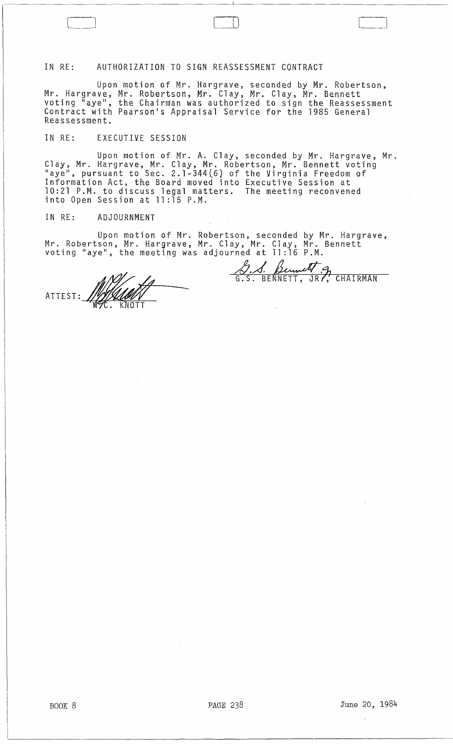IN RE: AUTHORIZATION TO SIGN REASSESSMENT CONTRACT

Upon motion of Mr. Hargrave, seconded by Mr. Robertson, Mr. Hargrave, Mr. Robertson, Mr. Clay, Mr. Clay, Mr. Bennett voting "aye", the Chairman was authorized to sign the Reassessment Contract with Pearson's Appraisal Service for the 1985 General Reassessment.

IN RE: EXECUTIVE SESSION

Upon motion of Mr. A. Clay, seconded by Mr. Hargrave, Mr. Clay, Mr. Hargrave, Mr. Clay, Mr. Robertson, Mr. Bennett voting "aye", pursuant to Sec. 2.1-344(6) of the Virginia Freedom of Information Act, the Board moved into Executive Session at 10:21 P.M. to discuss legal matters. The meeting reconvened into Open Session at 11:15 P.M.

IN RE: ADJOURNMENT

Upon motion of Mr. Robertson, seconded by Mr. Hargrave, Mr. Robertson, Mr. Hargrave, Mr. Clay, Mr. Clay, Mr. Bennett voting "aye", the meeting was adjourned at 11:16 P.M.

G.S. BENNETT, JR., CHAIRMAN

ATTEST: W.C. KNOTT

BOOK 8 PAGE 238 June 20, 1984